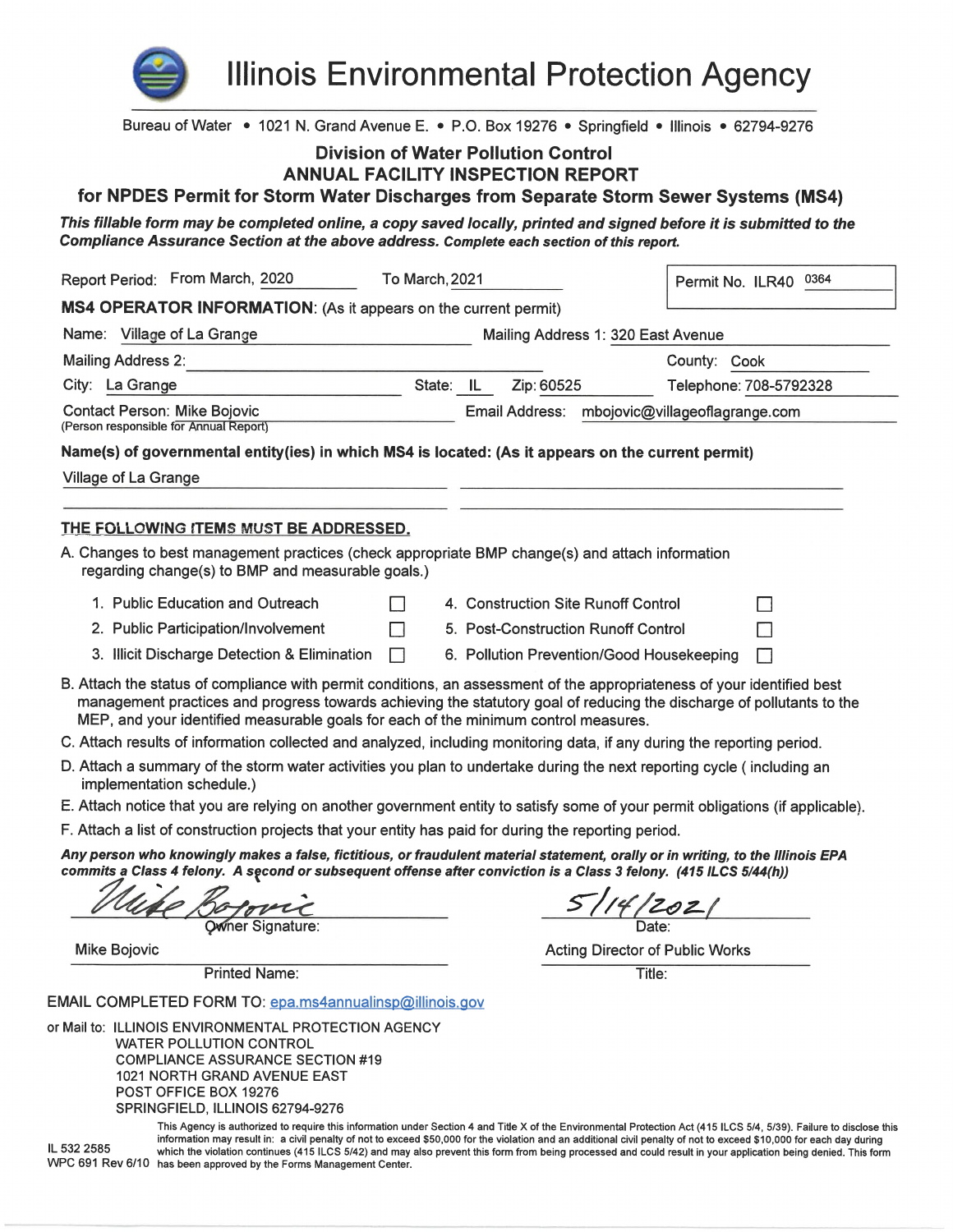# Illinois Environmental Protection Agency

Bureau of Water • 1021 N. Grand Avenue E. • P.O. Box 19276 • Springfield • Illinois • 62794-9276

## Division of Water Pollution Control
## ANNUAL FACILITY INSPECTION REPORT
## for NPDES Permit for Storm Water Discharges from Separate Storm Sewer Systems (MS4)

***This fillable form may be completed online, a copy saved locally, printed and signed before it is submitted to the Compliance Assurance Section at the above address. Complete each section of this report.***

Report Period: From March, 2020 To March, 2021

Permit No. ILR40 0364

**MS4 OPERATOR INFORMATION**: (As it appears on the current permit)

Name: Village of La Grange

Mailing Address 1: 320 East Avenue

Mailing Address 2:

County: Cook

City: La Grange State: IL Zip: 60525

Telephone: 708-5792328

Contact Person: Mike Bojovic
(Person responsible for Annual Report)

Email Address: mbojovic@villageoflagrange.com

**Name(s) of governmental entity(ies) in which MS4 is located: (As it appears on the current permit)**

Village of La Grange

**THE FOLLOWING ITEMS MUST BE ADDRESSED.**

A. Changes to best management practices (check appropriate BMP change(s) and attach information regarding change(s) to BMP and measurable goals.)

1. Public Education and Outreach ☐
2. Public Participation/Involvement ☐
3. Illicit Discharge Detection & Elimination ☐
4. Construction Site Runoff Control ☐
5. Post-Construction Runoff Control ☐
6. Pollution Prevention/Good Housekeeping ☐

B. Attach the status of compliance with permit conditions, an assessment of the appropriateness of your identified best management practices and progress towards achieving the statutory goal of reducing the discharge of pollutants to the MEP, and your identified measurable goals for each of the minimum control measures.

C. Attach results of information collected and analyzed, including monitoring data, if any during the reporting period.

D. Attach a summary of the storm water activities you plan to undertake during the next reporting cycle ( including an implementation schedule.)

E. Attach notice that you are relying on another government entity to satisfy some of your permit obligations (if applicable).

F. Attach a list of construction projects that your entity has paid for during the reporting period.

***Any person who knowingly makes a false, fictitious, or fraudulent material statement, orally or in writing, to the Illinois EPA commits a Class 4 felony. A second or subsequent offense after conviction is a Class 3 felony. (415 ILCS 5/44(h))***

Mike Bojovic
Owner Signature:

5/14/2021
Date:

Mike Bojovic
Printed Name:

Acting Director of Public Works
Title:

EMAIL COMPLETED FORM TO: epa.ms4annualinsp@illinois.gov

or Mail to: ILLINOIS ENVIRONMENTAL PROTECTION AGENCY
WATER POLLUTION CONTROL
COMPLIANCE ASSURANCE SECTION #19
1021 NORTH GRAND AVENUE EAST
POST OFFICE BOX 19276
SPRINGFIELD, ILLINOIS 62794-9276

IL 532 2585
WPC 691 Rev 6/10

This Agency is authorized to require this information under Section 4 and Title X of the Environmental Protection Act (415 ILCS 5/4, 5/39). Failure to disclose this information may result in: a civil penalty of not to exceed $50,000 for the violation and an additional civil penalty of not to exceed $10,000 for each day during which the violation continues (415 ILCS 5/42) and may also prevent this form from being processed and could result in your application being denied. This form has been approved by the Forms Management Center.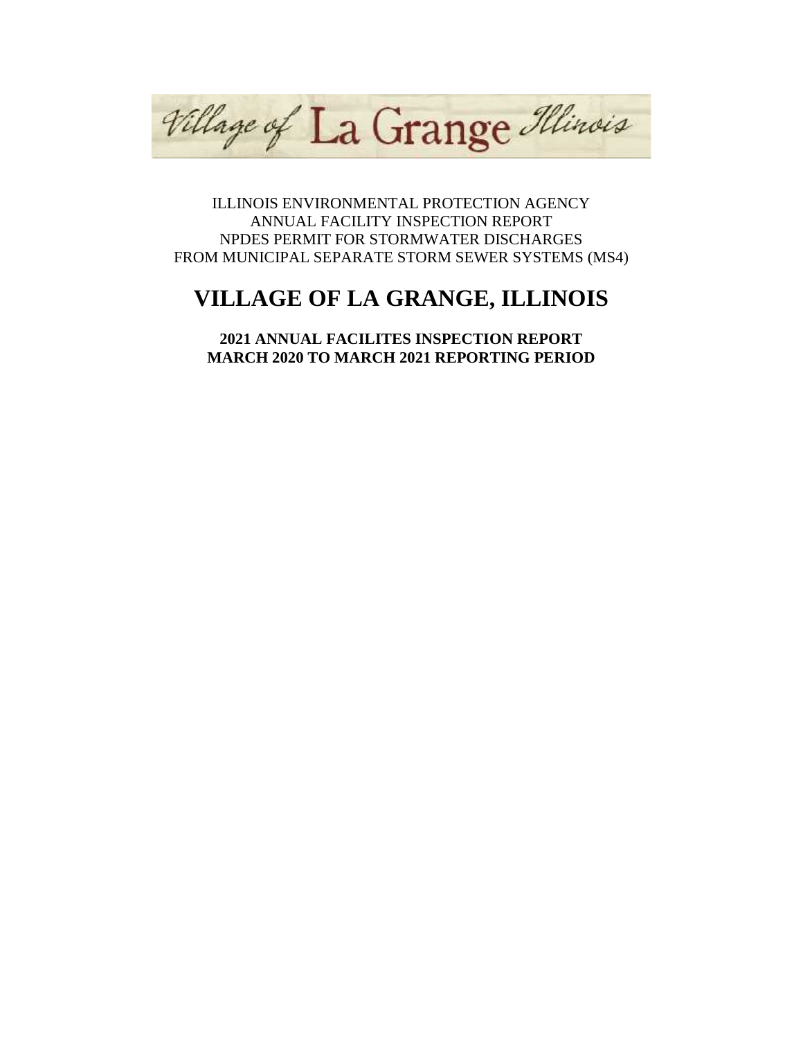Village of La Grange Illinois

ILLINOIS ENVIRONMENTAL PROTECTION AGENCY
ANNUAL FACILITY INSPECTION REPORT
NPDES PERMIT FOR STORMWATER DISCHARGES
FROM MUNICIPAL SEPARATE STORM SEWER SYSTEMS (MS4)

# VILLAGE OF LA GRANGE, ILLINOIS

**2021 ANNUAL FACILITES INSPECTION REPORT**
**MARCH 2020 TO MARCH 2021 REPORTING PERIOD**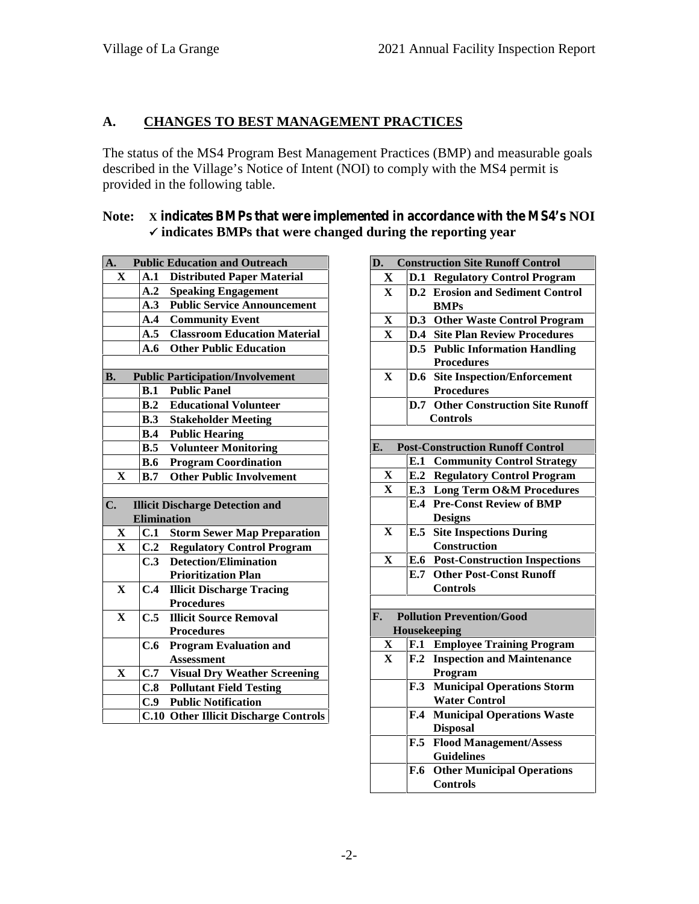## A. CHANGES TO BEST MANAGEMENT PRACTICES

The status of the MS4 Program Best Management Practices (BMP) and measurable goals described in the Village's Notice of Intent (NOI) to comply with the MS4 permit is provided in the following table.

**Note: X indicates BMPs that were implemented in accordance with the MS4's NOI**
**✓ indicates BMPs that were changed during the reporting year**

| | **A. Public Education and Outreach** |
|---|---|
| X | **A.1 Distributed Paper Material** |
| | **A.2 Speaking Engagement** |
| | **A.3 Public Service Announcement** |
| | **A.4 Community Event** |
| | **A.5 Classroom Education Material** |
| | **A.6 Other Public Education** |
| | |
| | **B. Public Participation/Involvement** |
| | **B.1 Public Panel** |
| | **B.2 Educational Volunteer** |
| | **B.3 Stakeholder Meeting** |
| | **B.4 Public Hearing** |
| | **B.5 Volunteer Monitoring** |
| | **B.6 Program Coordination** |
| X | **B.7 Other Public Involvement** |
| | |
| | **C. Illicit Discharge Detection and Elimination** |
| X | **C.1 Storm Sewer Map Preparation** |
| X | **C.2 Regulatory Control Program** |
| | **C.3 Detection/Elimination Prioritization Plan** |
| X | **C.4 Illicit Discharge Tracing Procedures** |
| X | **C.5 Illicit Source Removal Procedures** |
| | **C.6 Program Evaluation and Assessment** |
| X | **C.7 Visual Dry Weather Screening** |
| | **C.8 Pollutant Field Testing** |
| | **C.9 Public Notification** |
| | **C.10 Other Illicit Discharge Controls** |

| | **D. Construction Site Runoff Control** |
|---|---|
| X | **D.1 Regulatory Control Program** |
| X | **D.2 Erosion and Sediment Control BMPs** |
| X | **D.3 Other Waste Control Program** |
| X | **D.4 Site Plan Review Procedures** |
| | **D.5 Public Information Handling Procedures** |
| X | **D.6 Site Inspection/Enforcement Procedures** |
| | **D.7 Other Construction Site Runoff Controls** |
| | |
| | **E. Post-Construction Runoff Control** |
| | **E.1 Community Control Strategy** |
| X | **E.2 Regulatory Control Program** |
| X | **E.3 Long Term O&M Procedures** |
| | **E.4 Pre-Const Review of BMP Designs** |
| X | **E.5 Site Inspections During Construction** |
| X | **E.6 Post-Construction Inspections** |
| | **E.7 Other Post-Const Runoff Controls** |
| | |
| | **F. Pollution Prevention/Good Housekeeping** |
| X | **F.1 Employee Training Program** |
| X | **F.2 Inspection and Maintenance Program** |
| | **F.3 Municipal Operations Storm Water Control** |
| | **F.4 Municipal Operations Waste Disposal** |
| | **F.5 Flood Management/Assess Guidelines** |
| | **F.6 Other Municipal Operations Controls** |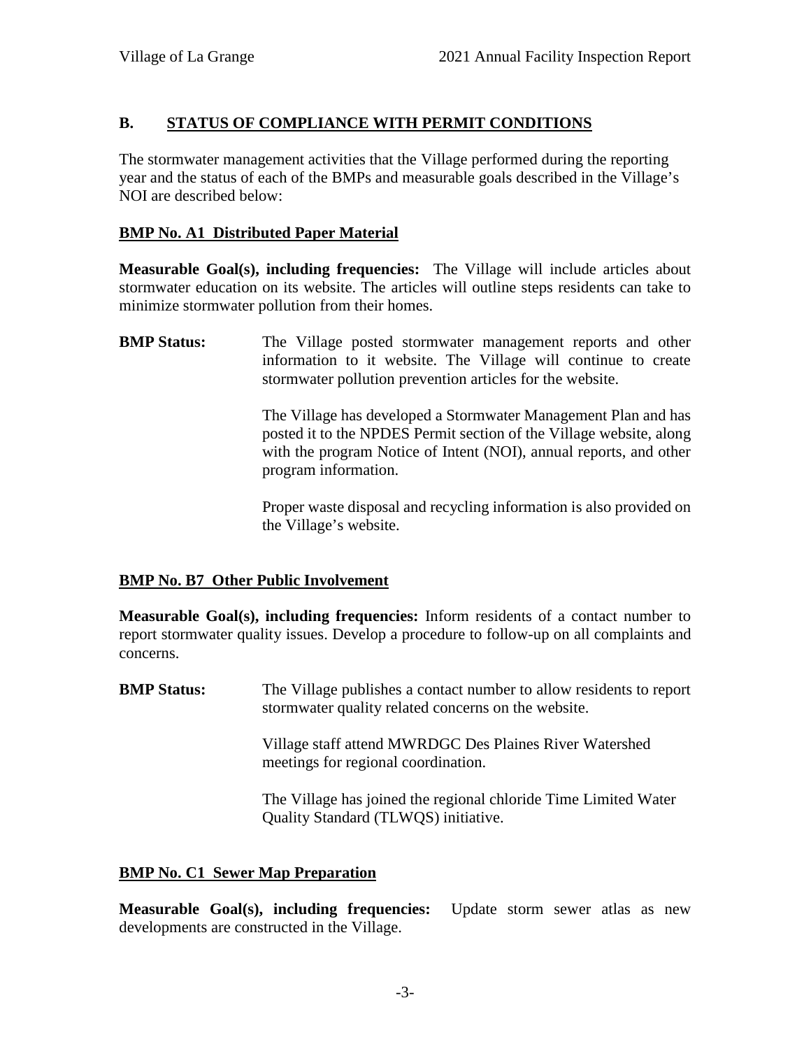## B. STATUS OF COMPLIANCE WITH PERMIT CONDITIONS

The stormwater management activities that the Village performed during the reporting year and the status of each of the BMPs and measurable goals described in the Village's NOI are described below:

### BMP No. A1 Distributed Paper Material

**Measurable Goal(s), including frequencies:** The Village will include articles about stormwater education on its website. The articles will outline steps residents can take to minimize stormwater pollution from their homes.

**BMP Status:** The Village posted stormwater management reports and other information to it website. The Village will continue to create stormwater pollution prevention articles for the website.

The Village has developed a Stormwater Management Plan and has posted it to the NPDES Permit section of the Village website, along with the program Notice of Intent (NOI), annual reports, and other program information.

Proper waste disposal and recycling information is also provided on the Village's website.

### BMP No. B7 Other Public Involvement

**Measurable Goal(s), including frequencies:** Inform residents of a contact number to report stormwater quality issues. Develop a procedure to follow-up on all complaints and concerns.

**BMP Status:** The Village publishes a contact number to allow residents to report stormwater quality related concerns on the website.

Village staff attend MWRDGC Des Plaines River Watershed meetings for regional coordination.

The Village has joined the regional chloride Time Limited Water Quality Standard (TLWQS) initiative.

### BMP No. C1 Sewer Map Preparation

**Measurable Goal(s), including frequencies:** Update storm sewer atlas as new developments are constructed in the Village.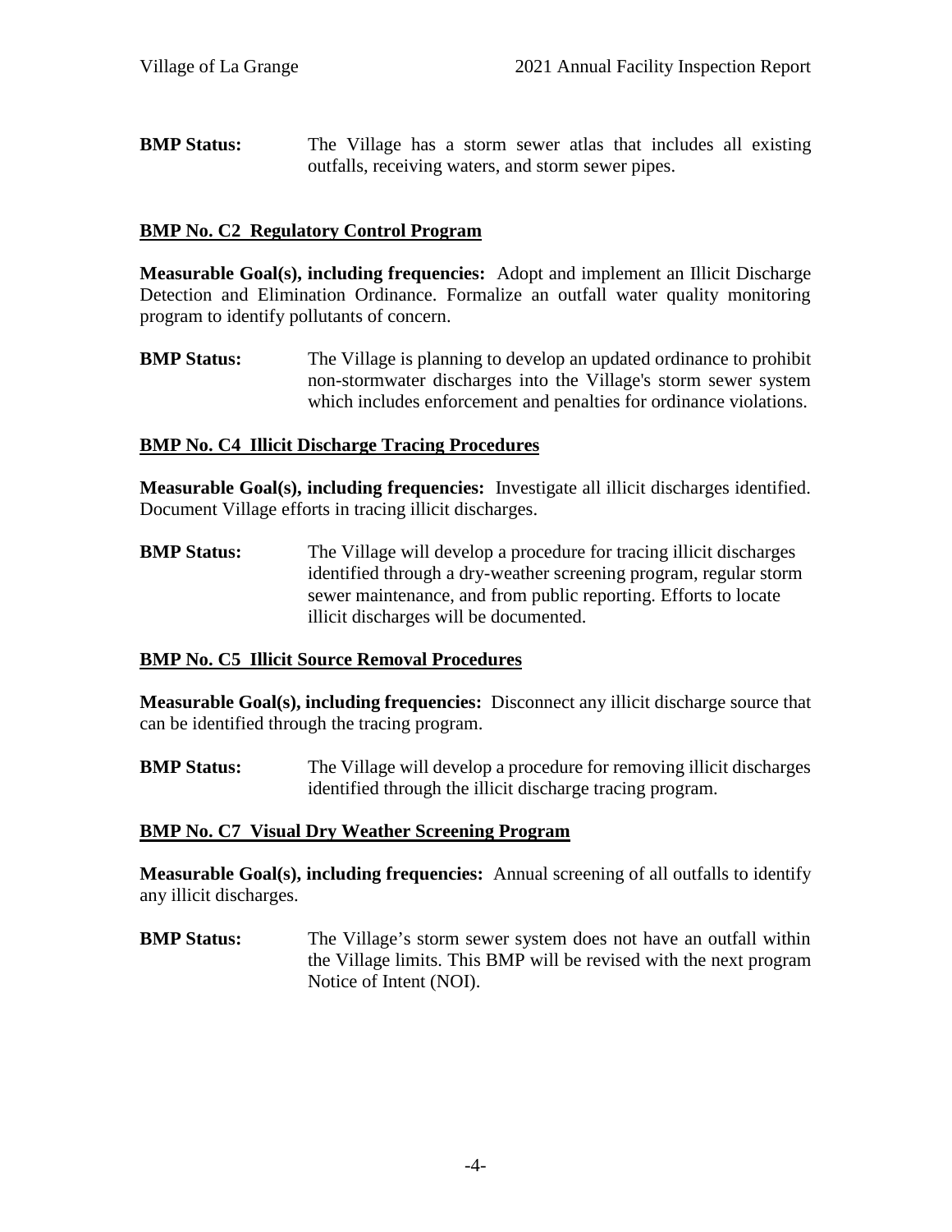**BMP Status:** The Village has a storm sewer atlas that includes all existing outfalls, receiving waters, and storm sewer pipes.

**BMP No. C2 Regulatory Control Program**

**Measurable Goal(s), including frequencies:** Adopt and implement an Illicit Discharge Detection and Elimination Ordinance. Formalize an outfall water quality monitoring program to identify pollutants of concern.

**BMP Status:** The Village is planning to develop an updated ordinance to prohibit non-stormwater discharges into the Village's storm sewer system which includes enforcement and penalties for ordinance violations.

**BMP No. C4 Illicit Discharge Tracing Procedures**

**Measurable Goal(s), including frequencies:** Investigate all illicit discharges identified. Document Village efforts in tracing illicit discharges.

**BMP Status:** The Village will develop a procedure for tracing illicit discharges identified through a dry-weather screening program, regular storm sewer maintenance, and from public reporting. Efforts to locate illicit discharges will be documented.

**BMP No. C5 Illicit Source Removal Procedures**

**Measurable Goal(s), including frequencies:** Disconnect any illicit discharge source that can be identified through the tracing program.

**BMP Status:** The Village will develop a procedure for removing illicit discharges identified through the illicit discharge tracing program.

**BMP No. C7 Visual Dry Weather Screening Program**

**Measurable Goal(s), including frequencies:** Annual screening of all outfalls to identify any illicit discharges.

**BMP Status:** The Village's storm sewer system does not have an outfall within the Village limits. This BMP will be revised with the next program Notice of Intent (NOI).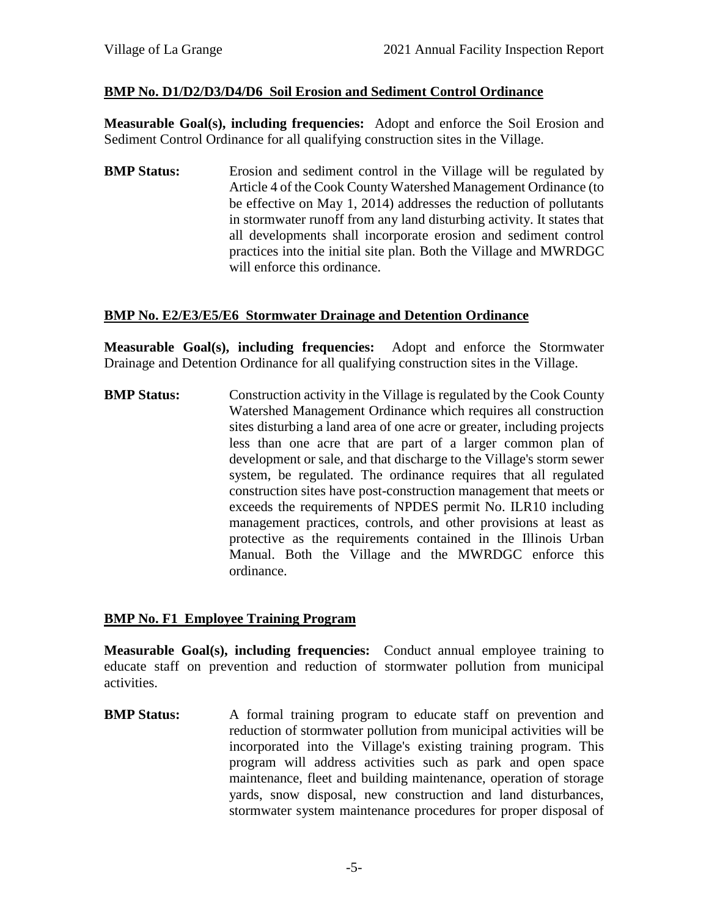### BMP No. D1/D2/D3/D4/D6 Soil Erosion and Sediment Control Ordinance

**Measurable Goal(s), including frequencies:** Adopt and enforce the Soil Erosion and Sediment Control Ordinance for all qualifying construction sites in the Village.

**BMP Status:** Erosion and sediment control in the Village will be regulated by Article 4 of the Cook County Watershed Management Ordinance (to be effective on May 1, 2014) addresses the reduction of pollutants in stormwater runoff from any land disturbing activity. It states that all developments shall incorporate erosion and sediment control practices into the initial site plan. Both the Village and MWRDGC will enforce this ordinance.

### BMP No. E2/E3/E5/E6 Stormwater Drainage and Detention Ordinance

**Measurable Goal(s), including frequencies:** Adopt and enforce the Stormwater Drainage and Detention Ordinance for all qualifying construction sites in the Village.

**BMP Status:** Construction activity in the Village is regulated by the Cook County Watershed Management Ordinance which requires all construction sites disturbing a land area of one acre or greater, including projects less than one acre that are part of a larger common plan of development or sale, and that discharge to the Village's storm sewer system, be regulated. The ordinance requires that all regulated construction sites have post-construction management that meets or exceeds the requirements of NPDES permit No. ILR10 including management practices, controls, and other provisions at least as protective as the requirements contained in the Illinois Urban Manual. Both the Village and the MWRDGC enforce this ordinance.

### BMP No. F1 Employee Training Program

**Measurable Goal(s), including frequencies:** Conduct annual employee training to educate staff on prevention and reduction of stormwater pollution from municipal activities.

**BMP Status:** A formal training program to educate staff on prevention and reduction of stormwater pollution from municipal activities will be incorporated into the Village's existing training program. This program will address activities such as park and open space maintenance, fleet and building maintenance, operation of storage yards, snow disposal, new construction and land disturbances, stormwater system maintenance procedures for proper disposal of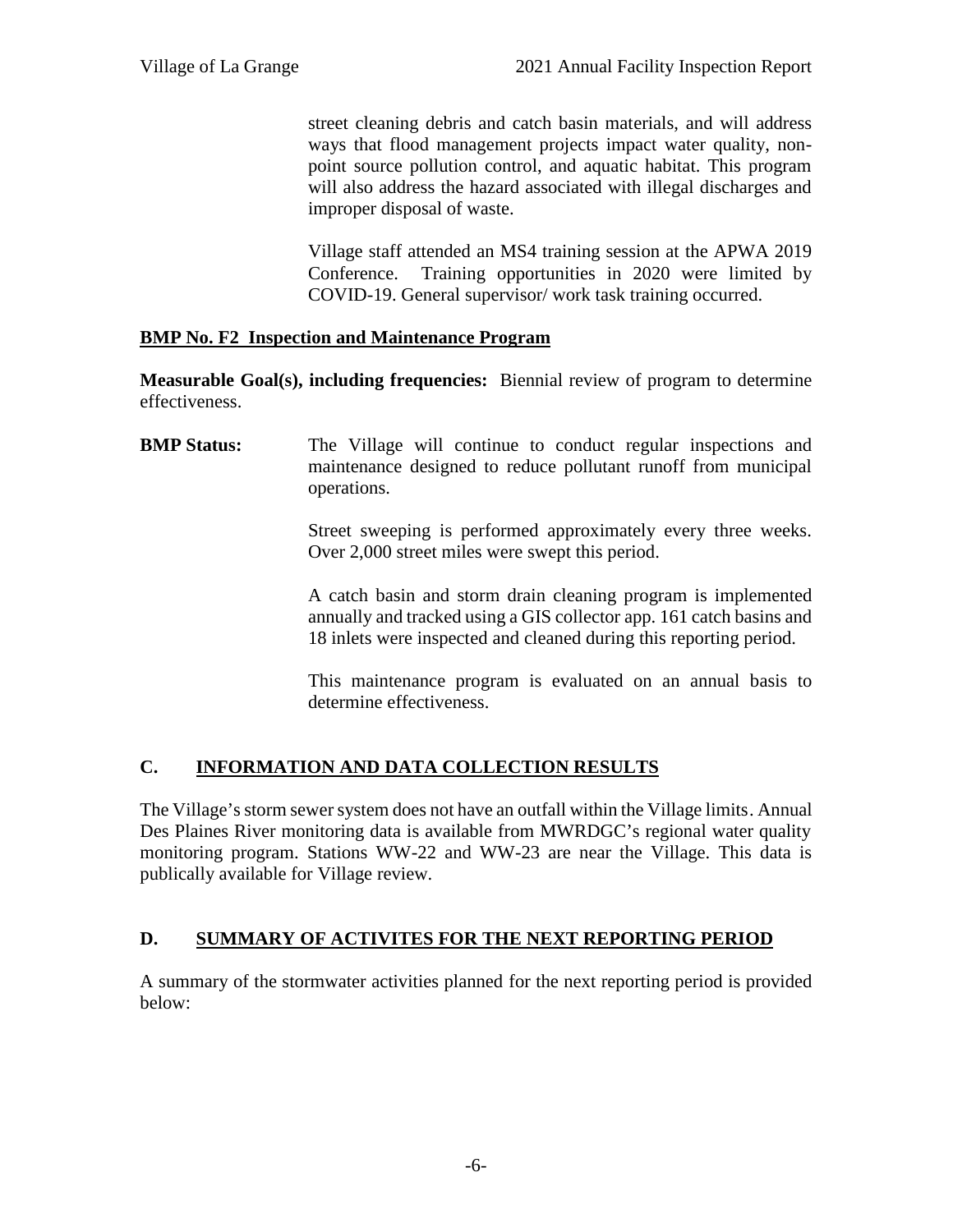street cleaning debris and catch basin materials, and will address ways that flood management projects impact water quality, non-point source pollution control, and aquatic habitat. This program will also address the hazard associated with illegal discharges and improper disposal of waste.

Village staff attended an MS4 training session at the APWA 2019 Conference. Training opportunities in 2020 were limited by COVID-19. General supervisor/ work task training occurred.

**BMP No. F2 Inspection and Maintenance Program**

**Measurable Goal(s), including frequencies:** Biennial review of program to determine effectiveness.

**BMP Status:** The Village will continue to conduct regular inspections and maintenance designed to reduce pollutant runoff from municipal operations.

Street sweeping is performed approximately every three weeks. Over 2,000 street miles were swept this period.

A catch basin and storm drain cleaning program is implemented annually and tracked using a GIS collector app. 161 catch basins and 18 inlets were inspected and cleaned during this reporting period.

This maintenance program is evaluated on an annual basis to determine effectiveness.

## C. INFORMATION AND DATA COLLECTION RESULTS

The Village's storm sewer system does not have an outfall within the Village limits. Annual Des Plaines River monitoring data is available from MWRDGC's regional water quality monitoring program. Stations WW-22 and WW-23 are near the Village. This data is publically available for Village review.

## D. SUMMARY OF ACTIVITES FOR THE NEXT REPORTING PERIOD

A summary of the stormwater activities planned for the next reporting period is provided below: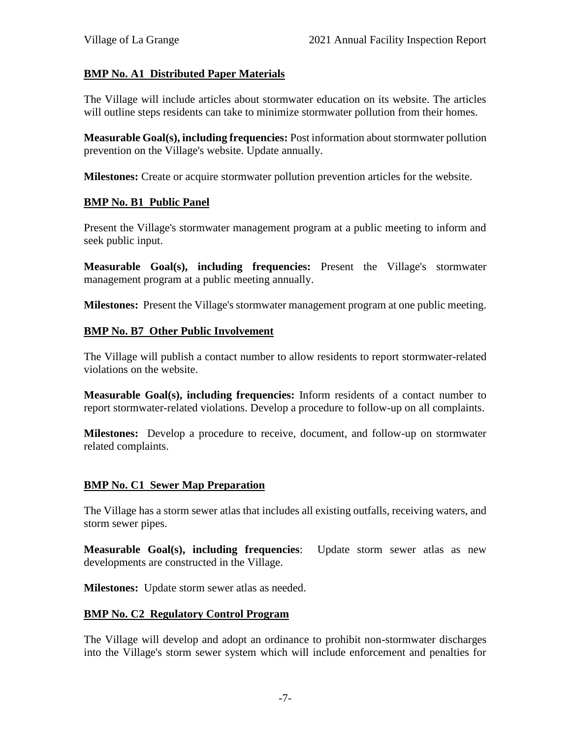### BMP No. A1 Distributed Paper Materials

The Village will include articles about stormwater education on its website. The articles will outline steps residents can take to minimize stormwater pollution from their homes.

**Measurable Goal(s), including frequencies:** Post information about stormwater pollution prevention on the Village's website. Update annually.

**Milestones:** Create or acquire stormwater pollution prevention articles for the website.

### BMP No. B1 Public Panel

Present the Village's stormwater management program at a public meeting to inform and seek public input.

**Measurable Goal(s), including frequencies:** Present the Village's stormwater management program at a public meeting annually.

**Milestones:** Present the Village's stormwater management program at one public meeting.

### BMP No. B7 Other Public Involvement

The Village will publish a contact number to allow residents to report stormwater-related violations on the website.

**Measurable Goal(s), including frequencies:** Inform residents of a contact number to report stormwater-related violations. Develop a procedure to follow-up on all complaints.

**Milestones:** Develop a procedure to receive, document, and follow-up on stormwater related complaints.

### BMP No. C1 Sewer Map Preparation

The Village has a storm sewer atlas that includes all existing outfalls, receiving waters, and storm sewer pipes.

**Measurable Goal(s), including frequencies**: Update storm sewer atlas as new developments are constructed in the Village.

**Milestones:** Update storm sewer atlas as needed.

### BMP No. C2 Regulatory Control Program

The Village will develop and adopt an ordinance to prohibit non-stormwater discharges into the Village's storm sewer system which will include enforcement and penalties for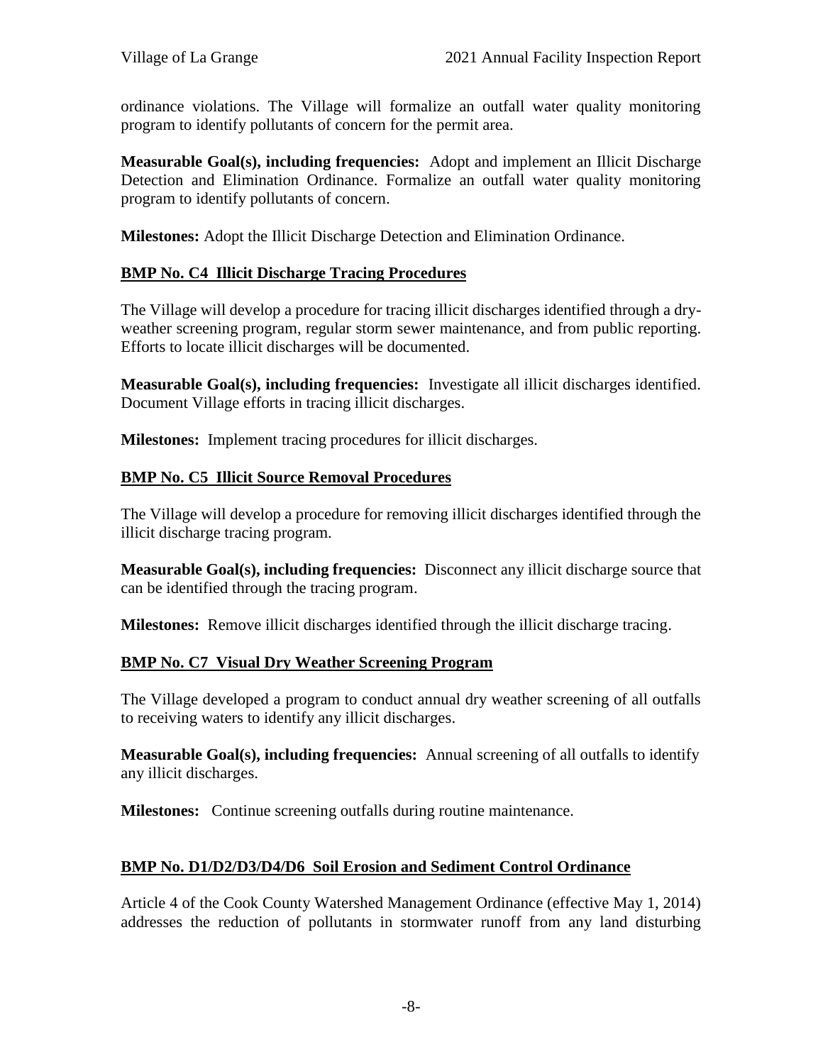ordinance violations. The Village will formalize an outfall water quality monitoring program to identify pollutants of concern for the permit area.

**Measurable Goal(s), including frequencies:** Adopt and implement an Illicit Discharge Detection and Elimination Ordinance. Formalize an outfall water quality monitoring program to identify pollutants of concern.

**Milestones:** Adopt the Illicit Discharge Detection and Elimination Ordinance.

## BMP No. C4 Illicit Discharge Tracing Procedures

The Village will develop a procedure for tracing illicit discharges identified through a dry-weather screening program, regular storm sewer maintenance, and from public reporting. Efforts to locate illicit discharges will be documented.

**Measurable Goal(s), including frequencies:** Investigate all illicit discharges identified. Document Village efforts in tracing illicit discharges.

**Milestones:** Implement tracing procedures for illicit discharges.

## BMP No. C5 Illicit Source Removal Procedures

The Village will develop a procedure for removing illicit discharges identified through the illicit discharge tracing program.

**Measurable Goal(s), including frequencies:** Disconnect any illicit discharge source that can be identified through the tracing program.

**Milestones:** Remove illicit discharges identified through the illicit discharge tracing.

## BMP No. C7 Visual Dry Weather Screening Program

The Village developed a program to conduct annual dry weather screening of all outfalls to receiving waters to identify any illicit discharges.

**Measurable Goal(s), including frequencies:** Annual screening of all outfalls to identify any illicit discharges.

**Milestones:** Continue screening outfalls during routine maintenance.

## BMP No. D1/D2/D3/D4/D6 Soil Erosion and Sediment Control Ordinance

Article 4 of the Cook County Watershed Management Ordinance (effective May 1, 2014) addresses the reduction of pollutants in stormwater runoff from any land disturbing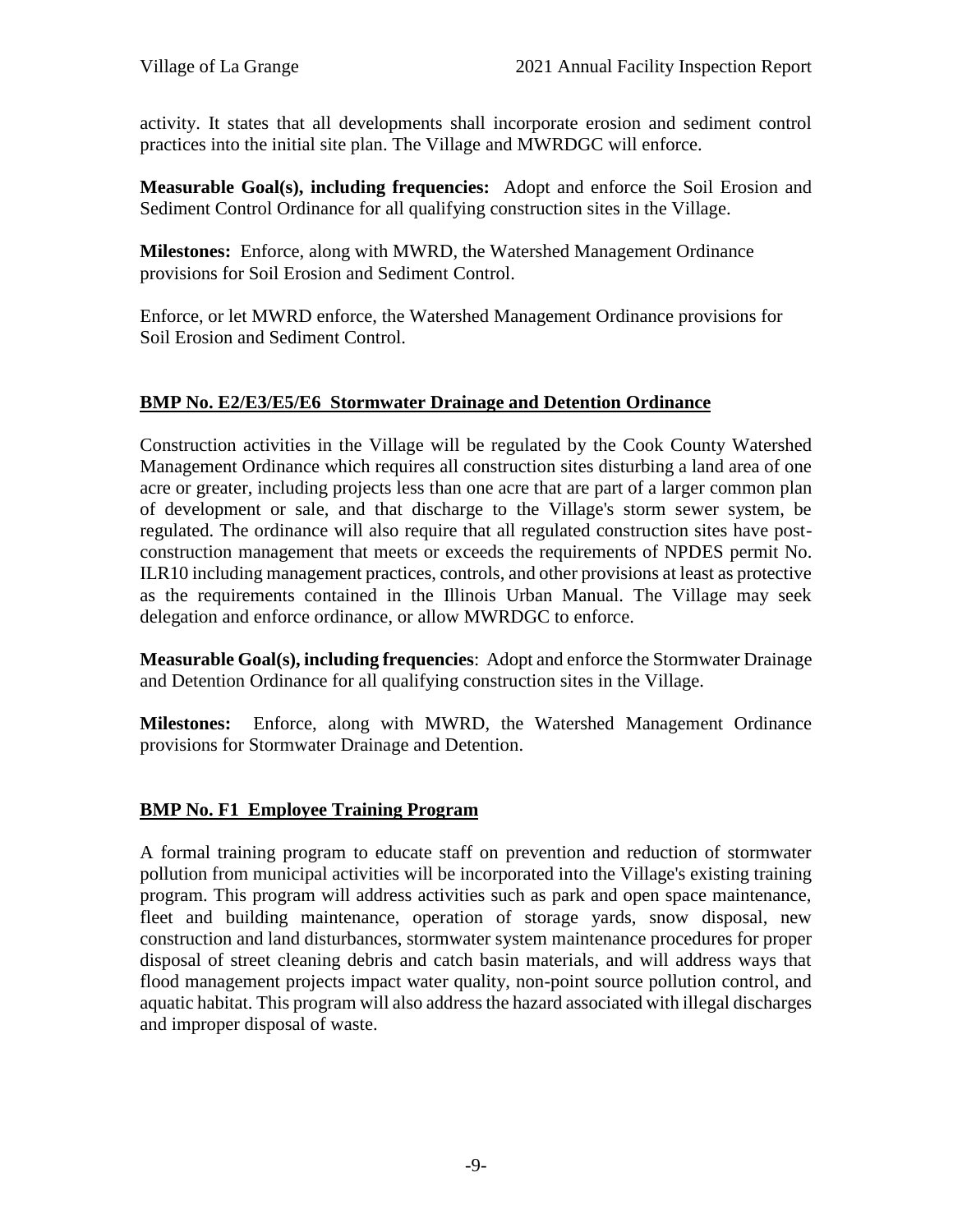activity. It states that all developments shall incorporate erosion and sediment control practices into the initial site plan. The Village and MWRDGC will enforce.

**Measurable Goal(s), including frequencies:** Adopt and enforce the Soil Erosion and Sediment Control Ordinance for all qualifying construction sites in the Village.

**Milestones:** Enforce, along with MWRD, the Watershed Management Ordinance provisions for Soil Erosion and Sediment Control.

Enforce, or let MWRD enforce, the Watershed Management Ordinance provisions for Soil Erosion and Sediment Control.

## BMP No. E2/E3/E5/E6 Stormwater Drainage and Detention Ordinance

Construction activities in the Village will be regulated by the Cook County Watershed Management Ordinance which requires all construction sites disturbing a land area of one acre or greater, including projects less than one acre that are part of a larger common plan of development or sale, and that discharge to the Village's storm sewer system, be regulated. The ordinance will also require that all regulated construction sites have post-construction management that meets or exceeds the requirements of NPDES permit No. ILR10 including management practices, controls, and other provisions at least as protective as the requirements contained in the Illinois Urban Manual. The Village may seek delegation and enforce ordinance, or allow MWRDGC to enforce.

**Measurable Goal(s), including frequencies**: Adopt and enforce the Stormwater Drainage and Detention Ordinance for all qualifying construction sites in the Village.

**Milestones:** Enforce, along with MWRD, the Watershed Management Ordinance provisions for Stormwater Drainage and Detention.

## BMP No. F1 Employee Training Program

A formal training program to educate staff on prevention and reduction of stormwater pollution from municipal activities will be incorporated into the Village's existing training program. This program will address activities such as park and open space maintenance, fleet and building maintenance, operation of storage yards, snow disposal, new construction and land disturbances, stormwater system maintenance procedures for proper disposal of street cleaning debris and catch basin materials, and will address ways that flood management projects impact water quality, non-point source pollution control, and aquatic habitat. This program will also address the hazard associated with illegal discharges and improper disposal of waste.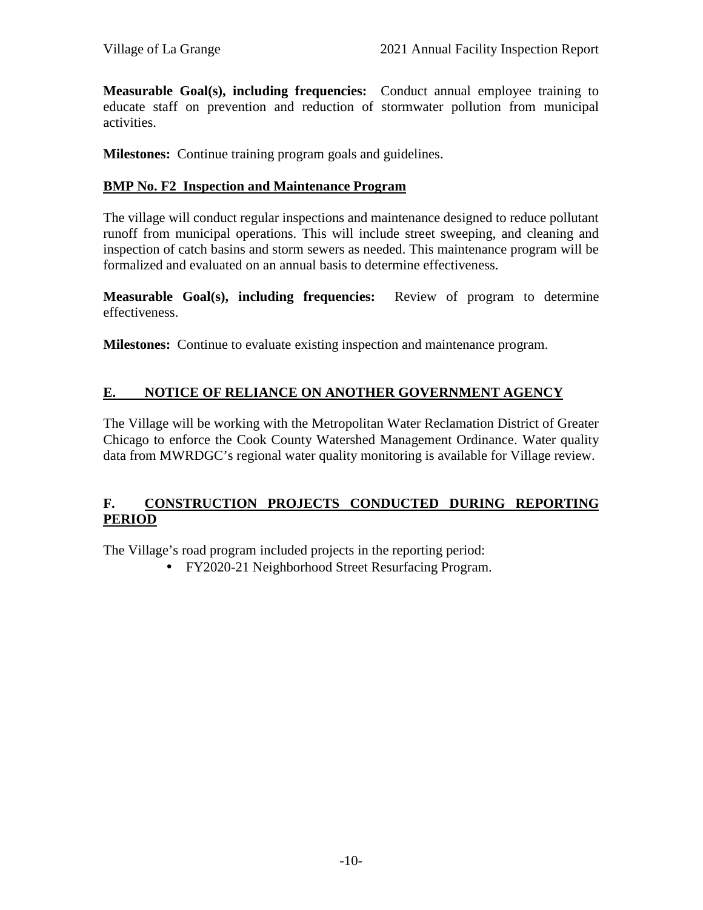**Measurable Goal(s), including frequencies:** Conduct annual employee training to educate staff on prevention and reduction of stormwater pollution from municipal activities.

**Milestones:** Continue training program goals and guidelines.

**BMP No. F2 Inspection and Maintenance Program**

The village will conduct regular inspections and maintenance designed to reduce pollutant runoff from municipal operations. This will include street sweeping, and cleaning and inspection of catch basins and storm sewers as needed. This maintenance program will be formalized and evaluated on an annual basis to determine effectiveness.

**Measurable Goal(s), including frequencies:** Review of program to determine effectiveness.

**Milestones:** Continue to evaluate existing inspection and maintenance program.

## E. NOTICE OF RELIANCE ON ANOTHER GOVERNMENT AGENCY

The Village will be working with the Metropolitan Water Reclamation District of Greater Chicago to enforce the Cook County Watershed Management Ordinance. Water quality data from MWRDGC's regional water quality monitoring is available for Village review.

## F. CONSTRUCTION PROJECTS CONDUCTED DURING REPORTING PERIOD

The Village's road program included projects in the reporting period:

- FY2020-21 Neighborhood Street Resurfacing Program.